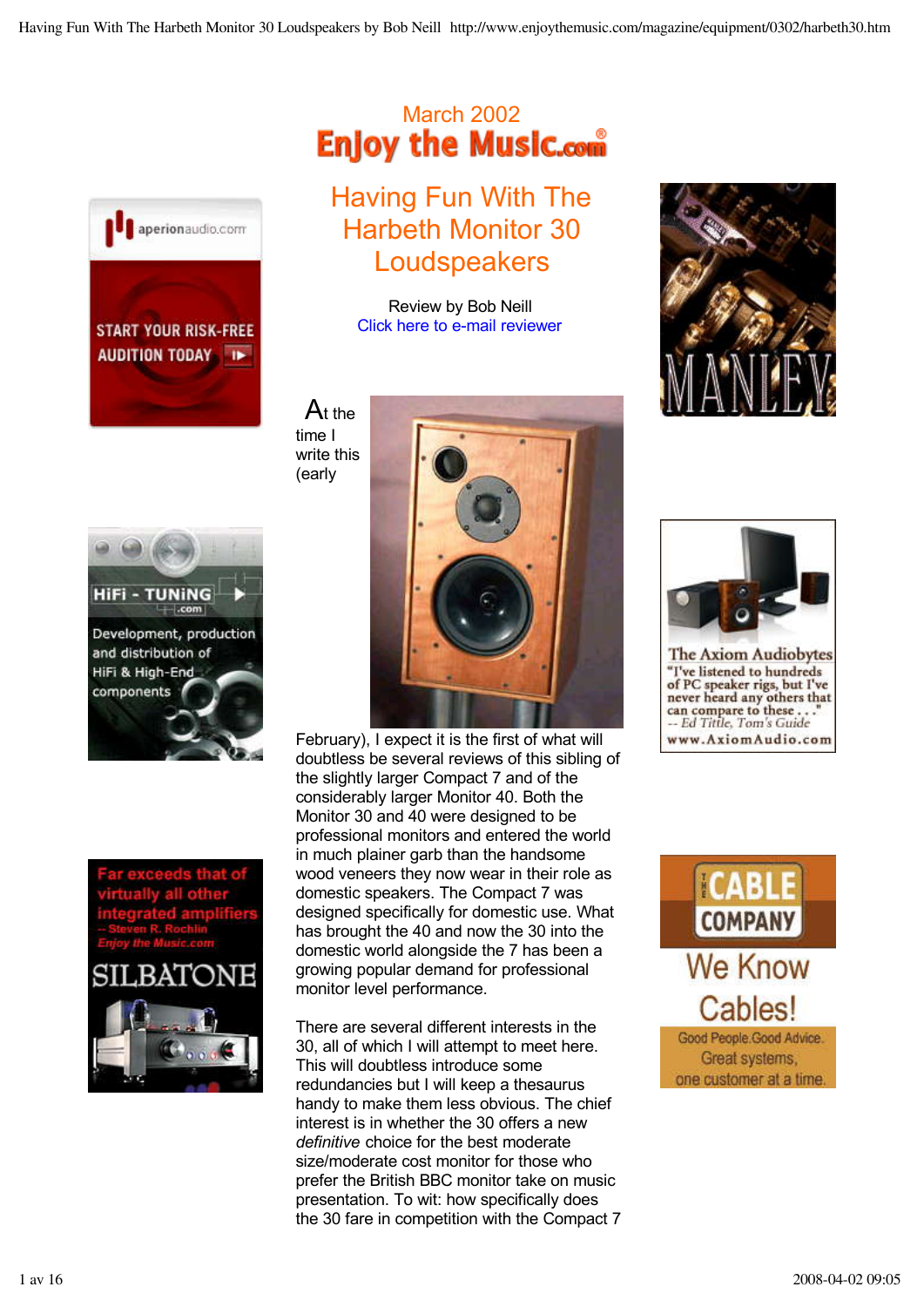March 2002

Enjoy the Music.com

# Having Fun With The Harbeth Monitor 30 Loudspeakers

Review by Bob Neill
Click here to e-mail reviewer

At the time I write this (early February), I expect it is the first of what will doubtless be several reviews of this sibling of the slightly larger Compact 7 and of the considerably larger Monitor 40. Both the Monitor 30 and 40 were designed to be professional monitors and entered the world in much plainer garb than the handsome wood veneers they now wear in their role as domestic speakers. The Compact 7 was designed specifically for domestic use. What has brought the 40 and now the 30 into the domestic world alongside the 7 has been a growing popular demand for professional monitor level performance.

There are several different interests in the 30, all of which I will attempt to meet here. This will doubtless introduce some redundancies but I will keep a thesaurus handy to make them less obvious. The chief interest is in whether the 30 offers a new *definitive* choice for the best moderate size/moderate cost monitor for those who prefer the British BBC monitor take on music presentation. To wit: how specifically does the 30 fare in competition with the Compact 7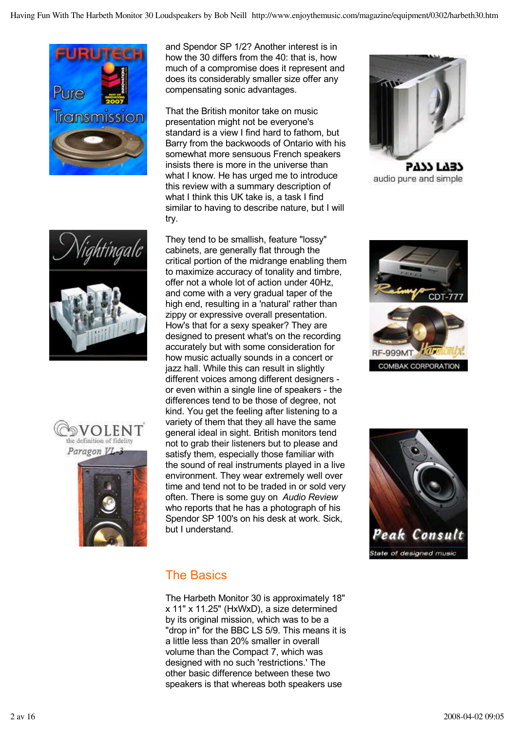and Spendor SP 1/2? Another interest is in how the 30 differs from the 40: that is, how much of a compromise does it represent and does its considerably smaller size offer any compensating sonic advantages.

That the British monitor take on music presentation might not be everyone's standard is a view I find hard to fathom, but Barry from the backwoods of Ontario with his somewhat more sensuous French speakers insists there is more in the universe than what I know. He has urged me to introduce this review with a summary description of what I think this UK take is, a task I find similar to having to describe nature, but I will try.

They tend to be smallish, feature "lossy" cabinets, are generally flat through the critical portion of the midrange enabling them to maximize accuracy of tonality and timbre, offer not a whole lot of action under 40Hz, and come with a very gradual taper of the high end, resulting in a 'natural' rather than zippy or expressive overall presentation. How's that for a sexy speaker? They are designed to present what's on the recording accurately but with some consideration for how music actually sounds in a concert or jazz hall. While this can result in slightly different voices among different designers - or even within a single line of speakers - the differences tend to be those of degree, not kind. You get the feeling after listening to a variety of them that they all have the same general ideal in sight. British monitors tend not to grab their listeners but to please and satisfy them, especially those familiar with the sound of real instruments played in a live environment. They wear extremely well over time and tend not to be traded in or sold very often. There is some guy on *Audio Review* who reports that he has a photograph of his Spendor SP 100's on his desk at work. Sick, but I understand.

## The Basics

The Harbeth Monitor 30 is approximately 18" x 11" x 11.25" (HxWxD), a size determined by its original mission, which was to be a "drop in" for the BBC LS 5/9. This means it is a little less than 20% smaller in overall volume than the Compact 7, which was designed with no such 'restrictions.' The other basic difference between these two speakers is that whereas both speakers use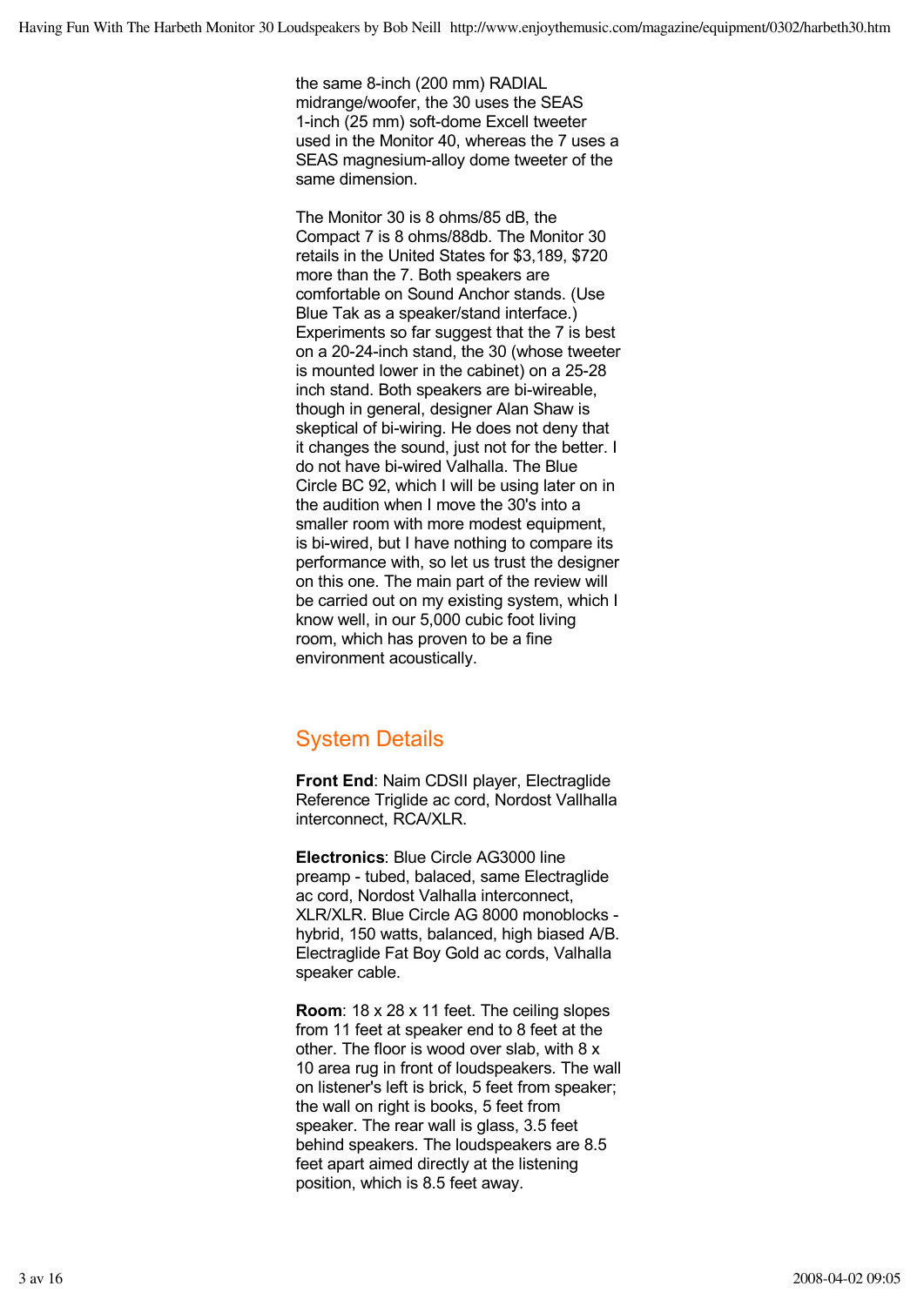the same 8-inch (200 mm) RADIAL midrange/woofer, the 30 uses the SEAS 1-inch (25 mm) soft-dome Excell tweeter used in the Monitor 40, whereas the 7 uses a SEAS magnesium-alloy dome tweeter of the same dimension.

The Monitor 30 is 8 ohms/85 dB, the Compact 7 is 8 ohms/88db. The Monitor 30 retails in the United States for $3,189, $720 more than the 7. Both speakers are comfortable on Sound Anchor stands. (Use Blue Tak as a speaker/stand interface.) Experiments so far suggest that the 7 is best on a 20-24-inch stand, the 30 (whose tweeter is mounted lower in the cabinet) on a 25-28 inch stand. Both speakers are bi-wireable, though in general, designer Alan Shaw is skeptical of bi-wiring. He does not deny that it changes the sound, just not for the better. I do not have bi-wired Valhalla. The Blue Circle BC 92, which I will be using later on in the audition when I move the 30's into a smaller room with more modest equipment, is bi-wired, but I have nothing to compare its performance with, so let us trust the designer on this one. The main part of the review will be carried out on my existing system, which I know well, in our 5,000 cubic foot living room, which has proven to be a fine environment acoustically.

## System Details

**Front End**: Naim CDSII player, Electraglide Reference Triglide ac cord, Nordost Vallhalla interconnect, RCA/XLR.

**Electronics**: Blue Circle AG3000 line preamp - tubed, balaced, same Electraglide ac cord, Nordost Valhalla interconnect, XLR/XLR. Blue Circle AG 8000 monoblocks - hybrid, 150 watts, balanced, high biased A/B. Electraglide Fat Boy Gold ac cords, Valhalla speaker cable.

**Room**: 18 x 28 x 11 feet. The ceiling slopes from 11 feet at speaker end to 8 feet at the other. The floor is wood over slab, with 8 x 10 area rug in front of loudspeakers. The wall on listener's left is brick, 5 feet from speaker; the wall on right is books, 5 feet from speaker. The rear wall is glass, 3.5 feet behind speakers. The loudspeakers are 8.5 feet apart aimed directly at the listening position, which is 8.5 feet away.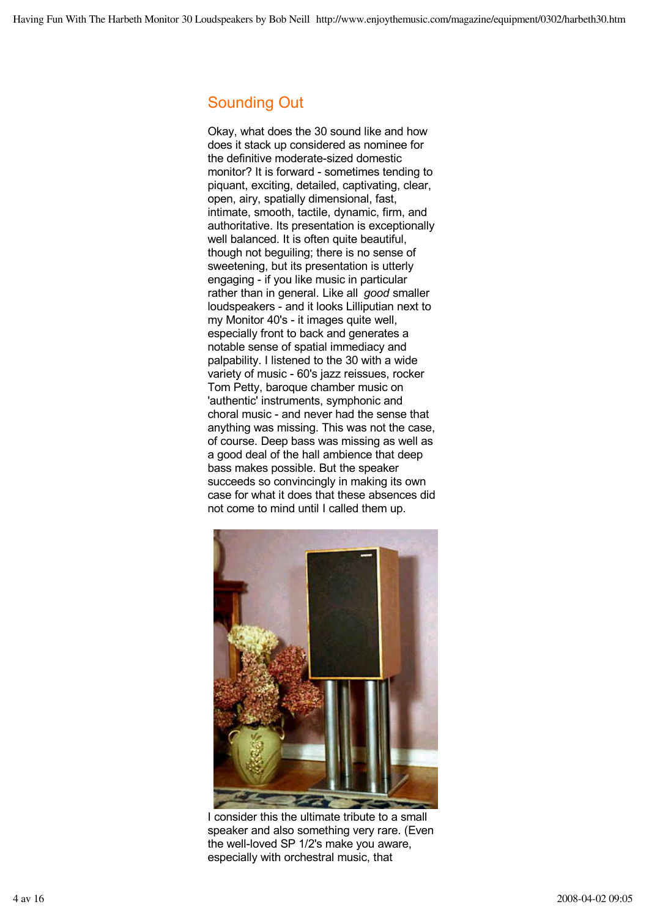## Sounding Out

Okay, what does the 30 sound like and how does it stack up considered as nominee for the definitive moderate-sized domestic monitor? It is forward - sometimes tending to piquant, exciting, detailed, captivating, clear, open, airy, spatially dimensional, fast, intimate, smooth, tactile, dynamic, firm, and authoritative. Its presentation is exceptionally well balanced. It is often quite beautiful, though not beguiling; there is no sense of sweetening, but its presentation is utterly engaging - if you like music in particular rather than in general. Like all *good* smaller loudspeakers - and it looks Lilliputian next to my Monitor 40's - it images quite well, especially front to back and generates a notable sense of spatial immediacy and palpability. I listened to the 30 with a wide variety of music - 60's jazz reissues, rocker Tom Petty, baroque chamber music on 'authentic' instruments, symphonic and choral music - and never had the sense that anything was missing. This was not the case, of course. Deep bass was missing as well as a good deal of the hall ambience that deep bass makes possible. But the speaker succeeds so convincingly in making its own case for what it does that these absences did not come to mind until I called them up.

I consider this the ultimate tribute to a small speaker and also something very rare. (Even the well-loved SP 1/2's make you aware, especially with orchestral music, that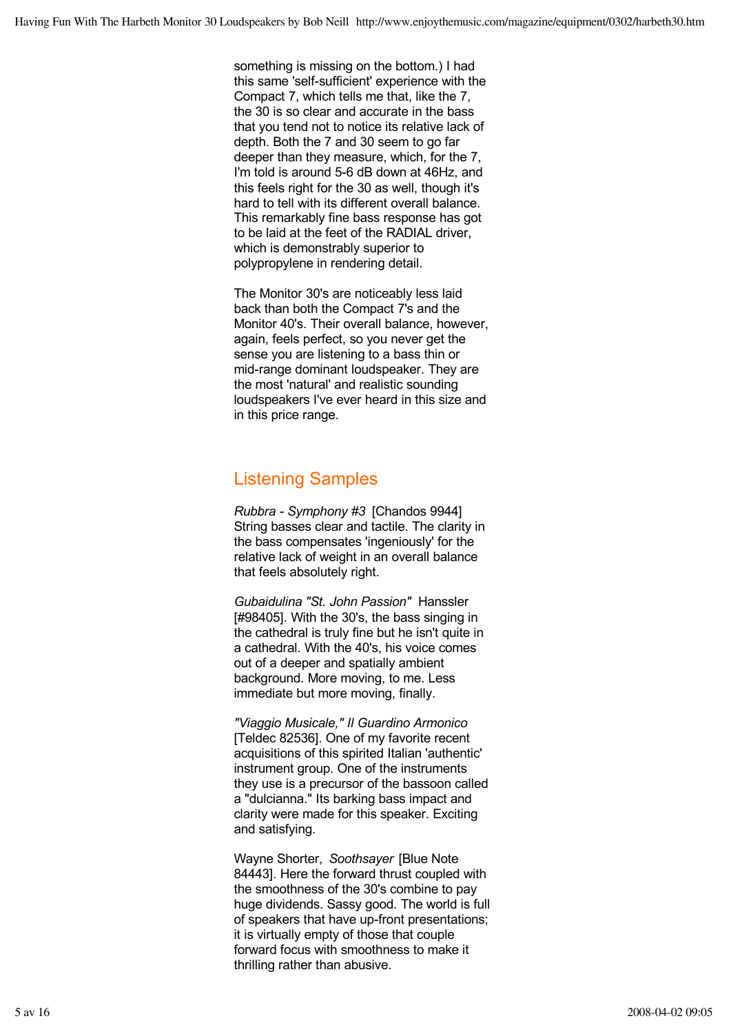something is missing on the bottom.) I had this same 'self-sufficient' experience with the Compact 7, which tells me that, like the 7, the 30 is so clear and accurate in the bass that you tend not to notice its relative lack of depth. Both the 7 and 30 seem to go far deeper than they measure, which, for the 7, I'm told is around 5-6 dB down at 46Hz, and this feels right for the 30 as well, though it's hard to tell with its different overall balance. This remarkably fine bass response has got to be laid at the feet of the RADIAL driver, which is demonstrably superior to polypropylene in rendering detail.

The Monitor 30's are noticeably less laid back than both the Compact 7's and the Monitor 40's. Their overall balance, however, again, feels perfect, so you never get the sense you are listening to a bass thin or mid-range dominant loudspeaker. They are the most 'natural' and realistic sounding loudspeakers I've ever heard in this size and in this price range.

## Listening Samples

*Rubbra - Symphony #3* [Chandos 9944] String basses clear and tactile. The clarity in the bass compensates 'ingeniously' for the relative lack of weight in an overall balance that feels absolutely right.

*Gubaidulina "St. John Passion"* Hanssler [#98405]. With the 30's, the bass singing in the cathedral is truly fine but he isn't quite in a cathedral. With the 40's, his voice comes out of a deeper and spatially ambient background. More moving, to me. Less immediate but more moving, finally.

*"Viaggio Musicale," Il Guardino Armonico* [Teldec 82536]. One of my favorite recent acquisitions of this spirited Italian 'authentic' instrument group. One of the instruments they use is a precursor of the bassoon called a "dulcianna." Its barking bass impact and clarity were made for this speaker. Exciting and satisfying.

Wayne Shorter, *Soothsayer* [Blue Note 84443]. Here the forward thrust coupled with the smoothness of the 30's combine to pay huge dividends. Sassy good. The world is full of speakers that have up-front presentations; it is virtually empty of those that couple forward focus with smoothness to make it thrilling rather than abusive.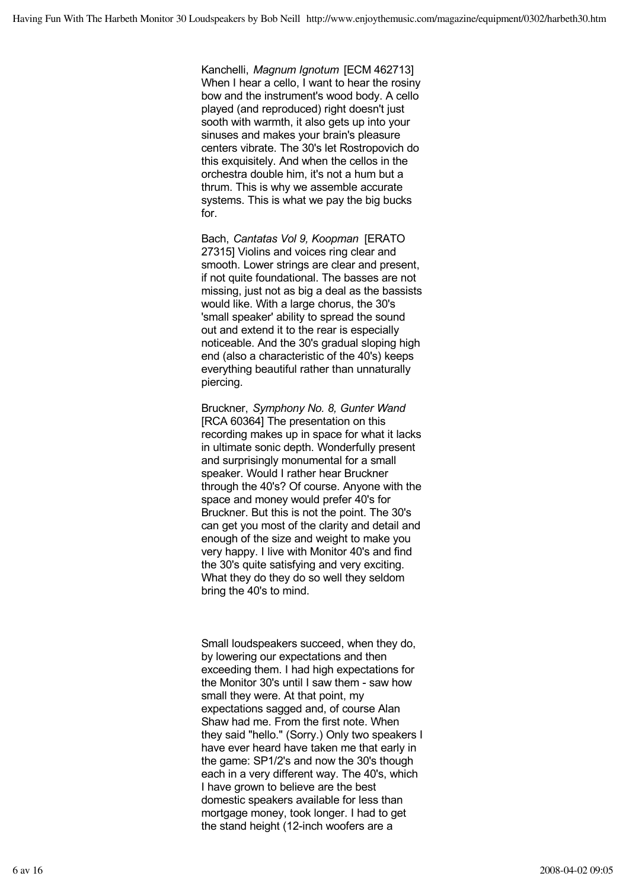Kanchelli, *Magnum Ignotum* [ECM 462713] When I hear a cello, I want to hear the rosiny bow and the instrument's wood body. A cello played (and reproduced) right doesn't just sooth with warmth, it also gets up into your sinuses and makes your brain's pleasure centers vibrate. The 30's let Rostropovich do this exquisitely. And when the cellos in the orchestra double him, it's not a hum but a thrum. This is why we assemble accurate systems. This is what we pay the big bucks for.

Bach, *Cantatas Vol 9, Koopman* [ERATO 27315] Violins and voices ring clear and smooth. Lower strings are clear and present, if not quite foundational. The basses are not missing, just not as big a deal as the bassists would like. With a large chorus, the 30's 'small speaker' ability to spread the sound out and extend it to the rear is especially noticeable. And the 30's gradual sloping high end (also a characteristic of the 40's) keeps everything beautiful rather than unnaturally piercing.

Bruckner, *Symphony No. 8, Gunter Wand* [RCA 60364] The presentation on this recording makes up in space for what it lacks in ultimate sonic depth. Wonderfully present and surprisingly monumental for a small speaker. Would I rather hear Bruckner through the 40's? Of course. Anyone with the space and money would prefer 40's for Bruckner. But this is not the point. The 30's can get you most of the clarity and detail and enough of the size and weight to make you very happy. I live with Monitor 40's and find the 30's quite satisfying and very exciting. What they do they do so well they seldom bring the 40's to mind.

Small loudspeakers succeed, when they do, by lowering our expectations and then exceeding them. I had high expectations for the Monitor 30's until I saw them - saw how small they were. At that point, my expectations sagged and, of course Alan Shaw had me. From the first note. When they said "hello." (Sorry.) Only two speakers I have ever heard have taken me that early in the game: SP1/2's and now the 30's though each in a very different way. The 40's, which I have grown to believe are the best domestic speakers available for less than mortgage money, took longer. I had to get the stand height (12-inch woofers are a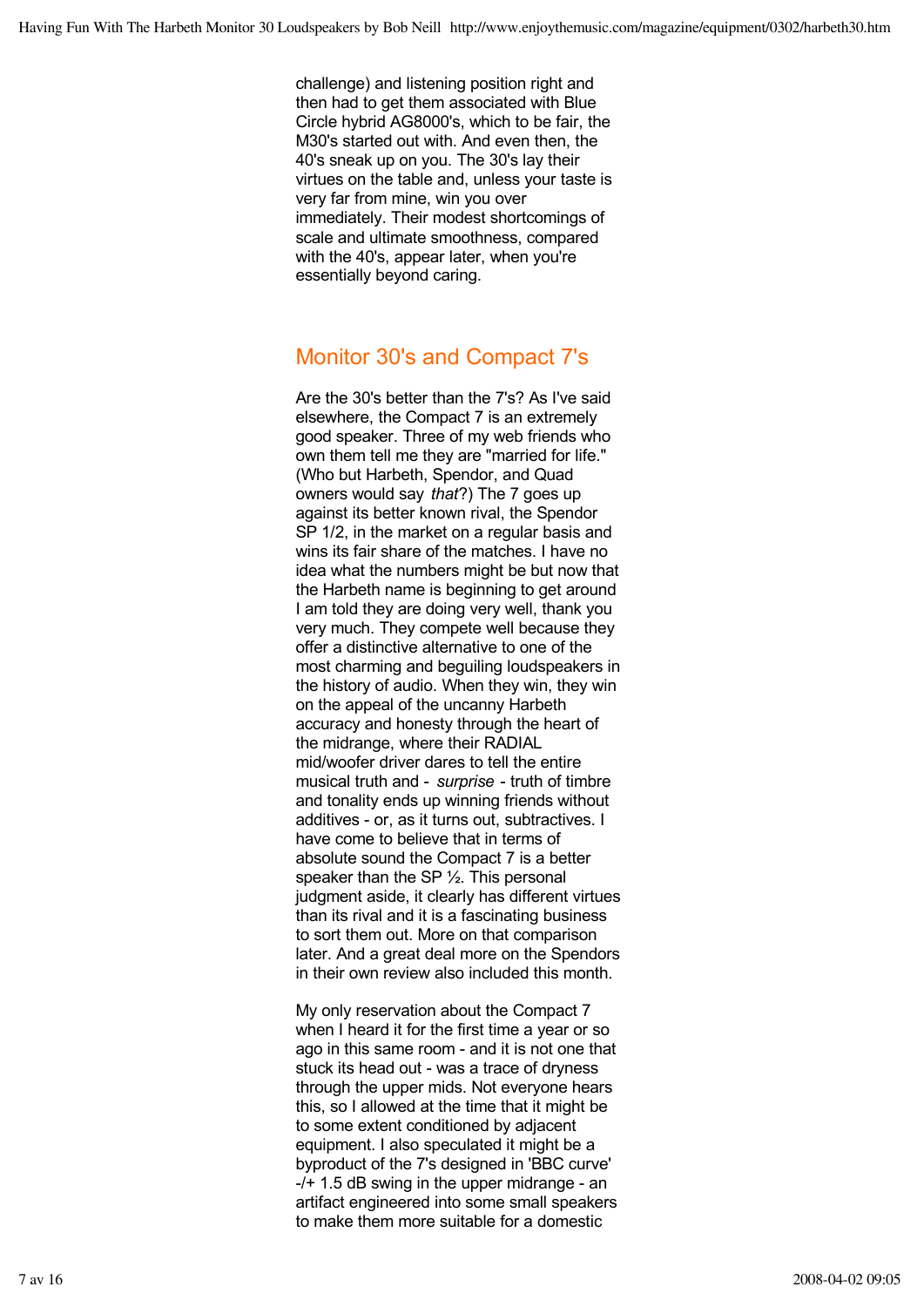challenge) and listening position right and then had to get them associated with Blue Circle hybrid AG8000's, which to be fair, the M30's started out with. And even then, the 40's sneak up on you. The 30's lay their virtues on the table and, unless your taste is very far from mine, win you over immediately. Their modest shortcomings of scale and ultimate smoothness, compared with the 40's, appear later, when you're essentially beyond caring.

## Monitor 30's and Compact 7's

Are the 30's better than the 7's? As I've said elsewhere, the Compact 7 is an extremely good speaker. Three of my web friends who own them tell me they are "married for life." (Who but Harbeth, Spendor, and Quad owners would say *that*?) The 7 goes up against its better known rival, the Spendor SP 1/2, in the market on a regular basis and wins its fair share of the matches. I have no idea what the numbers might be but now that the Harbeth name is beginning to get around I am told they are doing very well, thank you very much. They compete well because they offer a distinctive alternative to one of the most charming and beguiling loudspeakers in the history of audio. When they win, they win on the appeal of the uncanny Harbeth accuracy and honesty through the heart of the midrange, where their RADIAL mid/woofer driver dares to tell the entire musical truth and - *surprise* - truth of timbre and tonality ends up winning friends without additives - or, as it turns out, subtractives. I have come to believe that in terms of absolute sound the Compact 7 is a better speaker than the SP ½. This personal judgment aside, it clearly has different virtues than its rival and it is a fascinating business to sort them out. More on that comparison later. And a great deal more on the Spendors in their own review also included this month.

My only reservation about the Compact 7 when I heard it for the first time a year or so ago in this same room - and it is not one that stuck its head out - was a trace of dryness through the upper mids. Not everyone hears this, so I allowed at the time that it might be to some extent conditioned by adjacent equipment. I also speculated it might be a byproduct of the 7's designed in 'BBC curve' -/+ 1.5 dB swing in the upper midrange - an artifact engineered into some small speakers to make them more suitable for a domestic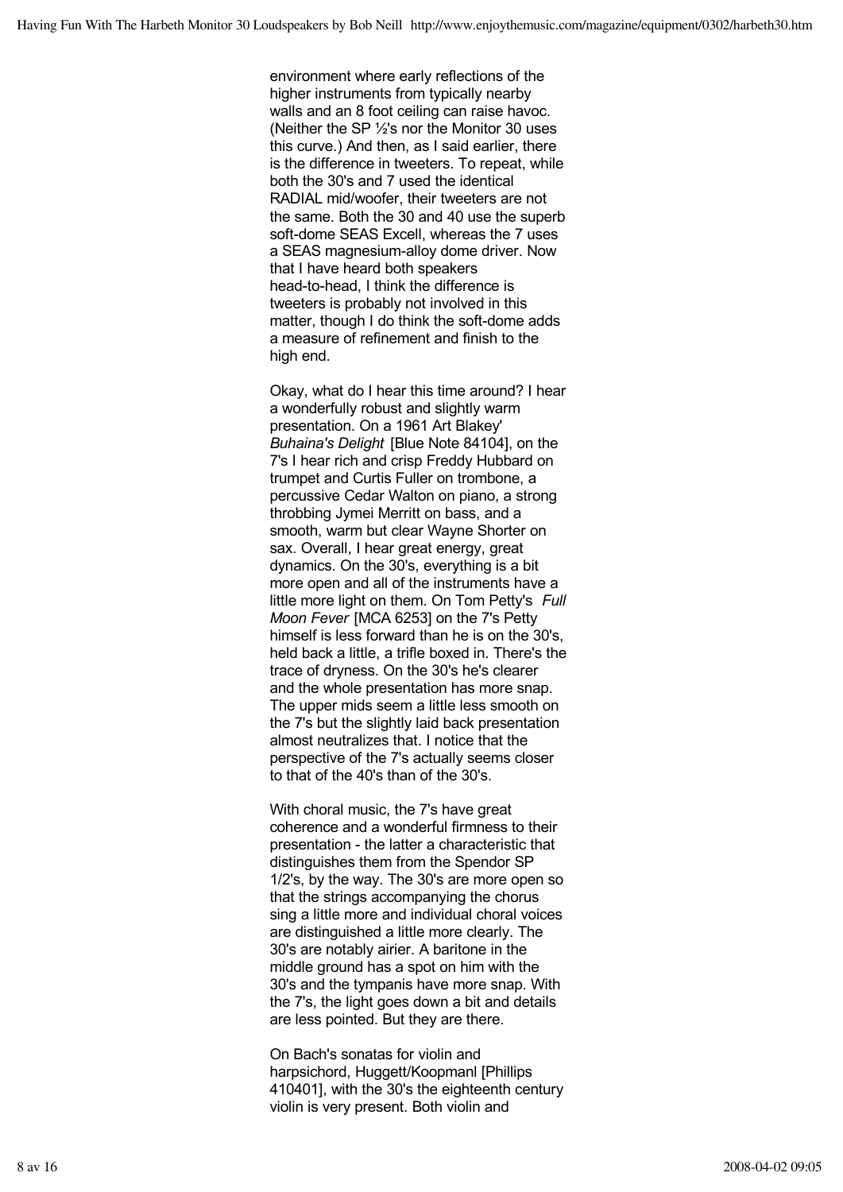environment where early reflections of the higher instruments from typically nearby walls and an 8 foot ceiling can raise havoc. (Neither the SP ½'s nor the Monitor 30 uses this curve.) And then, as I said earlier, there is the difference in tweeters. To repeat, while both the 30's and 7 used the identical RADIAL mid/woofer, their tweeters are not the same. Both the 30 and 40 use the superb soft-dome SEAS Excell, whereas the 7 uses a SEAS magnesium-alloy dome driver. Now that I have heard both speakers head-to-head, I think the difference is tweeters is probably not involved in this matter, though I do think the soft-dome adds a measure of refinement and finish to the high end.

Okay, what do I hear this time around? I hear a wonderfully robust and slightly warm presentation. On a 1961 Art Blakey' *Buhaina's Delight* [Blue Note 84104], on the 7's I hear rich and crisp Freddy Hubbard on trumpet and Curtis Fuller on trombone, a percussive Cedar Walton on piano, a strong throbbing Jymei Merritt on bass, and a smooth, warm but clear Wayne Shorter on sax. Overall, I hear great energy, great dynamics. On the 30's, everything is a bit more open and all of the instruments have a little more light on them. On Tom Petty's *Full Moon Fever* [MCA 6253] on the 7's Petty himself is less forward than he is on the 30's, held back a little, a trifle boxed in. There's the trace of dryness. On the 30's he's clearer and the whole presentation has more snap. The upper mids seem a little less smooth on the 7's but the slightly laid back presentation almost neutralizes that. I notice that the perspective of the 7's actually seems closer to that of the 40's than of the 30's.

With choral music, the 7's have great coherence and a wonderful firmness to their presentation - the latter a characteristic that distinguishes them from the Spendor SP 1/2's, by the way. The 30's are more open so that the strings accompanying the chorus sing a little more and individual choral voices are distinguished a little more clearly. The 30's are notably airier. A baritone in the middle ground has a spot on him with the 30's and the tympanis have more snap. With the 7's, the light goes down a bit and details are less pointed. But they are there.

On Bach's sonatas for violin and harpsichord, Huggett/Koopmanl [Phillips 410401], with the 30's the eighteenth century violin is very present. Both violin and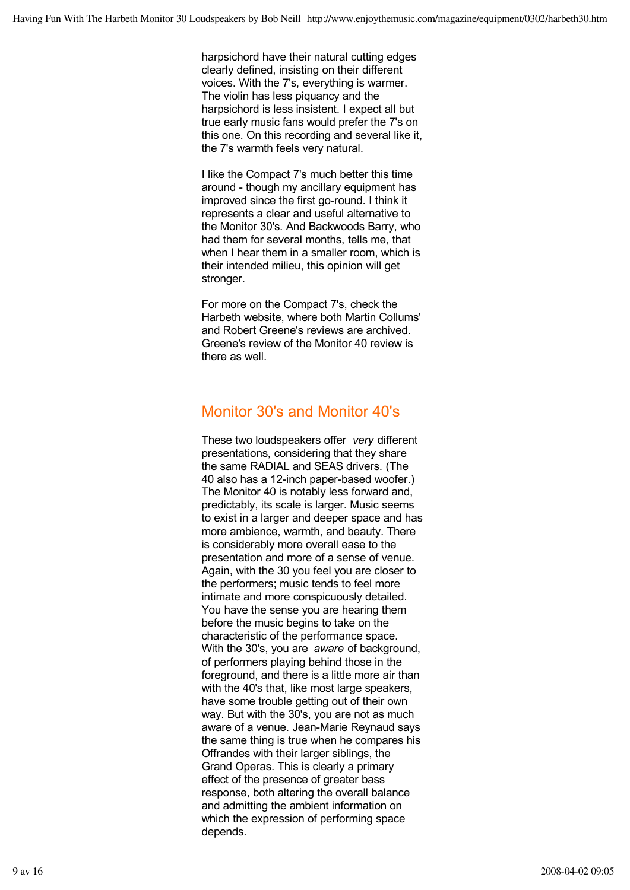harpsichord have their natural cutting edges clearly defined, insisting on their different voices. With the 7's, everything is warmer. The violin has less piquancy and the harpsichord is less insistent. I expect all but true early music fans would prefer the 7's on this one. On this recording and several like it, the 7's warmth feels very natural.

I like the Compact 7's much better this time around - though my ancillary equipment has improved since the first go-round. I think it represents a clear and useful alternative to the Monitor 30's. And Backwoods Barry, who had them for several months, tells me, that when I hear them in a smaller room, which is their intended milieu, this opinion will get stronger.

For more on the Compact 7's, check the Harbeth website, where both Martin Collums' and Robert Greene's reviews are archived. Greene's review of the Monitor 40 review is there as well.

## Monitor 30's and Monitor 40's

These two loudspeakers offer *very* different presentations, considering that they share the same RADIAL and SEAS drivers. (The 40 also has a 12-inch paper-based woofer.) The Monitor 40 is notably less forward and, predictably, its scale is larger. Music seems to exist in a larger and deeper space and has more ambience, warmth, and beauty. There is considerably more overall ease to the presentation and more of a sense of venue. Again, with the 30 you feel you are closer to the performers; music tends to feel more intimate and more conspicuously detailed. You have the sense you are hearing them before the music begins to take on the characteristic of the performance space. With the 30's, you are *aware* of background, of performers playing behind those in the foreground, and there is a little more air than with the 40's that, like most large speakers, have some trouble getting out of their own way. But with the 30's, you are not as much aware of a venue. Jean-Marie Reynaud says the same thing is true when he compares his Offrandes with their larger siblings, the Grand Operas. This is clearly a primary effect of the presence of greater bass response, both altering the overall balance and admitting the ambient information on which the expression of performing space depends.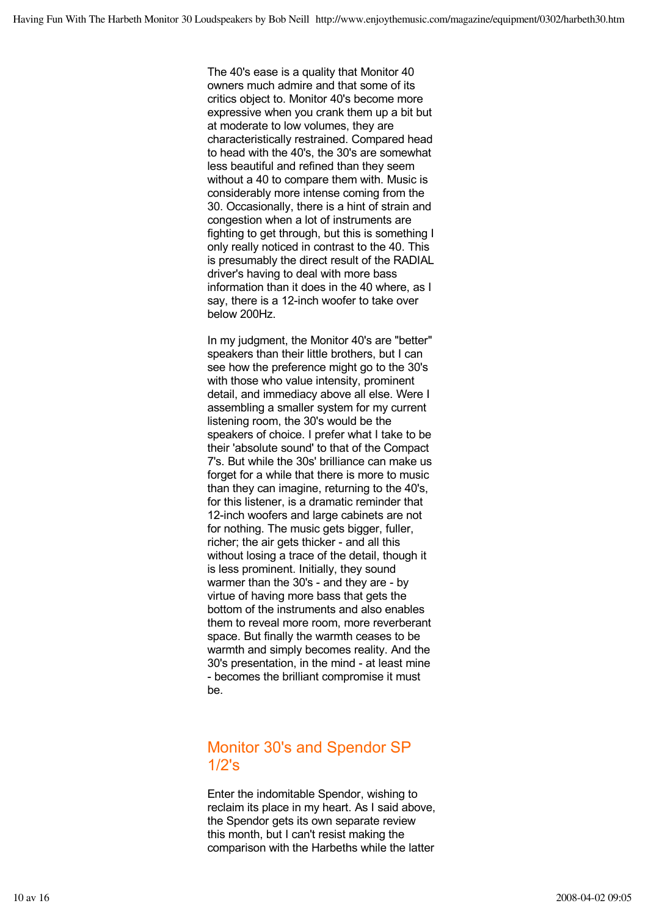The 40's ease is a quality that Monitor 40 owners much admire and that some of its critics object to. Monitor 40's become more expressive when you crank them up a bit but at moderate to low volumes, they are characteristically restrained. Compared head to head with the 40's, the 30's are somewhat less beautiful and refined than they seem without a 40 to compare them with. Music is considerably more intense coming from the 30. Occasionally, there is a hint of strain and congestion when a lot of instruments are fighting to get through, but this is something I only really noticed in contrast to the 40. This is presumably the direct result of the RADIAL driver's having to deal with more bass information than it does in the 40 where, as I say, there is a 12-inch woofer to take over below 200Hz.

In my judgment, the Monitor 40's are "better" speakers than their little brothers, but I can see how the preference might go to the 30's with those who value intensity, prominent detail, and immediacy above all else. Were I assembling a smaller system for my current listening room, the 30's would be the speakers of choice. I prefer what I take to be their 'absolute sound' to that of the Compact 7's. But while the 30s' brilliance can make us forget for a while that there is more to music than they can imagine, returning to the 40's, for this listener, is a dramatic reminder that 12-inch woofers and large cabinets are not for nothing. The music gets bigger, fuller, richer; the air gets thicker - and all this without losing a trace of the detail, though it is less prominent. Initially, they sound warmer than the 30's - and they are - by virtue of having more bass that gets the bottom of the instruments and also enables them to reveal more room, more reverberant space. But finally the warmth ceases to be warmth and simply becomes reality. And the 30's presentation, in the mind - at least mine - becomes the brilliant compromise it must be.

## Monitor 30's and Spendor SP 1/2's

Enter the indomitable Spendor, wishing to reclaim its place in my heart. As I said above, the Spendor gets its own separate review this month, but I can't resist making the comparison with the Harbeths while the latter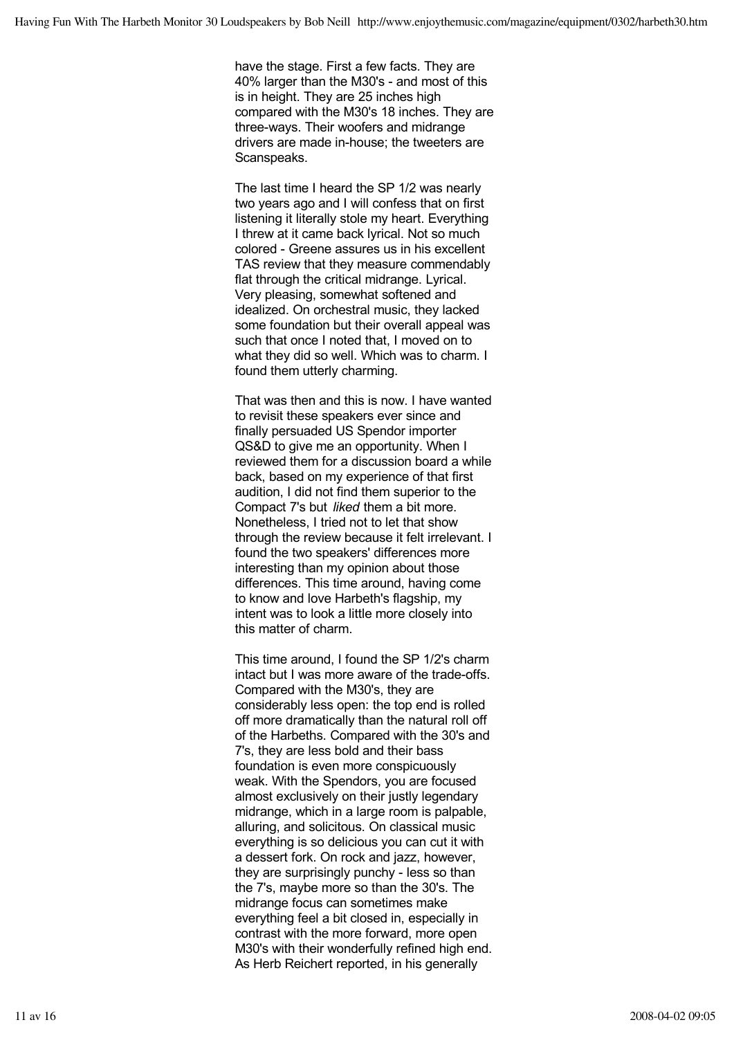have the stage. First a few facts. They are 40% larger than the M30's - and most of this is in height. They are 25 inches high compared with the M30's 18 inches. They are three-ways. Their woofers and midrange drivers are made in-house; the tweeters are Scanspeaks.

The last time I heard the SP 1/2 was nearly two years ago and I will confess that on first listening it literally stole my heart. Everything I threw at it came back lyrical. Not so much colored - Greene assures us in his excellent TAS review that they measure commendably flat through the critical midrange. Lyrical. Very pleasing, somewhat softened and idealized. On orchestral music, they lacked some foundation but their overall appeal was such that once I noted that, I moved on to what they did so well. Which was to charm. I found them utterly charming.

That was then and this is now. I have wanted to revisit these speakers ever since and finally persuaded US Spendor importer QS&D to give me an opportunity. When I reviewed them for a discussion board a while back, based on my experience of that first audition, I did not find them superior to the Compact 7's but *liked* them a bit more. Nonetheless, I tried not to let that show through the review because it felt irrelevant. I found the two speakers' differences more interesting than my opinion about those differences. This time around, having come to know and love Harbeth's flagship, my intent was to look a little more closely into this matter of charm.

This time around, I found the SP 1/2's charm intact but I was more aware of the trade-offs. Compared with the M30's, they are considerably less open: the top end is rolled off more dramatically than the natural roll off of the Harbeths. Compared with the 30's and 7's, they are less bold and their bass foundation is even more conspicuously weak. With the Spendors, you are focused almost exclusively on their justly legendary midrange, which in a large room is palpable, alluring, and solicitous. On classical music everything is so delicious you can cut it with a dessert fork. On rock and jazz, however, they are surprisingly punchy - less so than the 7's, maybe more so than the 30's. The midrange focus can sometimes make everything feel a bit closed in, especially in contrast with the more forward, more open M30's with their wonderfully refined high end. As Herb Reichert reported, in his generally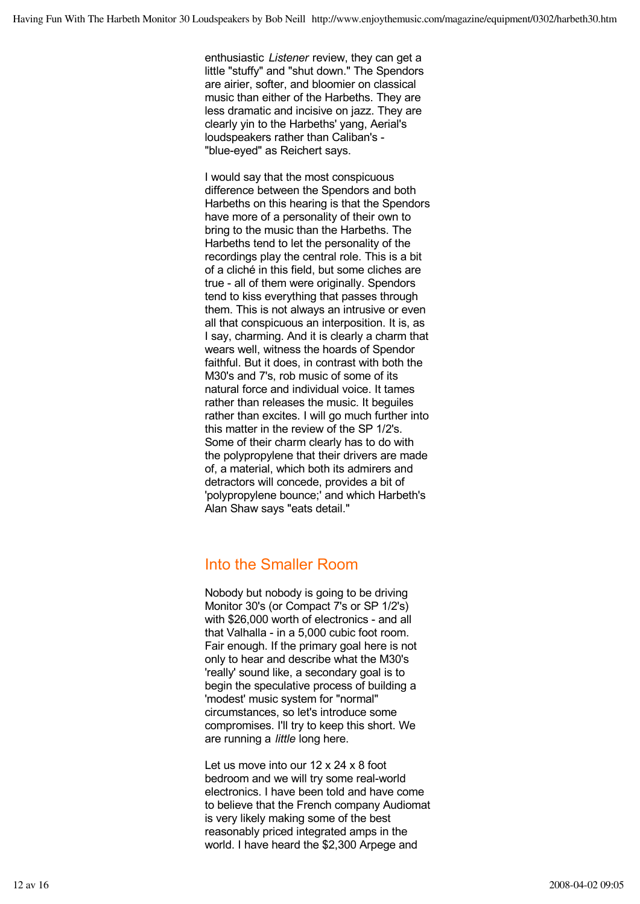enthusiastic *Listener* review, they can get a little "stuffy" and "shut down." The Spendors are airier, softer, and bloomier on classical music than either of the Harbeths. They are less dramatic and incisive on jazz. They are clearly yin to the Harbeths' yang, Aerial's loudspeakers rather than Caliban's - "blue-eyed" as Reichert says.

I would say that the most conspicuous difference between the Spendors and both Harbeths on this hearing is that the Spendors have more of a personality of their own to bring to the music than the Harbeths. The Harbeths tend to let the personality of the recordings play the central role. This is a bit of a cliché in this field, but some cliches are true - all of them were originally. Spendors tend to kiss everything that passes through them. This is not always an intrusive or even all that conspicuous an interposition. It is, as I say, charming. And it is clearly a charm that wears well, witness the hoards of Spendor faithful. But it does, in contrast with both the M30's and 7's, rob music of some of its natural force and individual voice. It tames rather than releases the music. It beguiles rather than excites. I will go much further into this matter in the review of the SP 1/2's. Some of their charm clearly has to do with the polypropylene that their drivers are made of, a material, which both its admirers and detractors will concede, provides a bit of 'polypropylene bounce;' and which Harbeth's Alan Shaw says "eats detail."

## Into the Smaller Room

Nobody but nobody is going to be driving Monitor 30's (or Compact 7's or SP 1/2's) with $26,000 worth of electronics - and all that Valhalla - in a 5,000 cubic foot room. Fair enough. If the primary goal here is not only to hear and describe what the M30's 'really' sound like, a secondary goal is to begin the speculative process of building a 'modest' music system for "normal" circumstances, so let's introduce some compromises. I'll try to keep this short. We are running a *little* long here.

Let us move into our 12 x 24 x 8 foot bedroom and we will try some real-world electronics. I have been told and have come to believe that the French company Audiomat is very likely making some of the best reasonably priced integrated amps in the world. I have heard the $2,300 Arpege and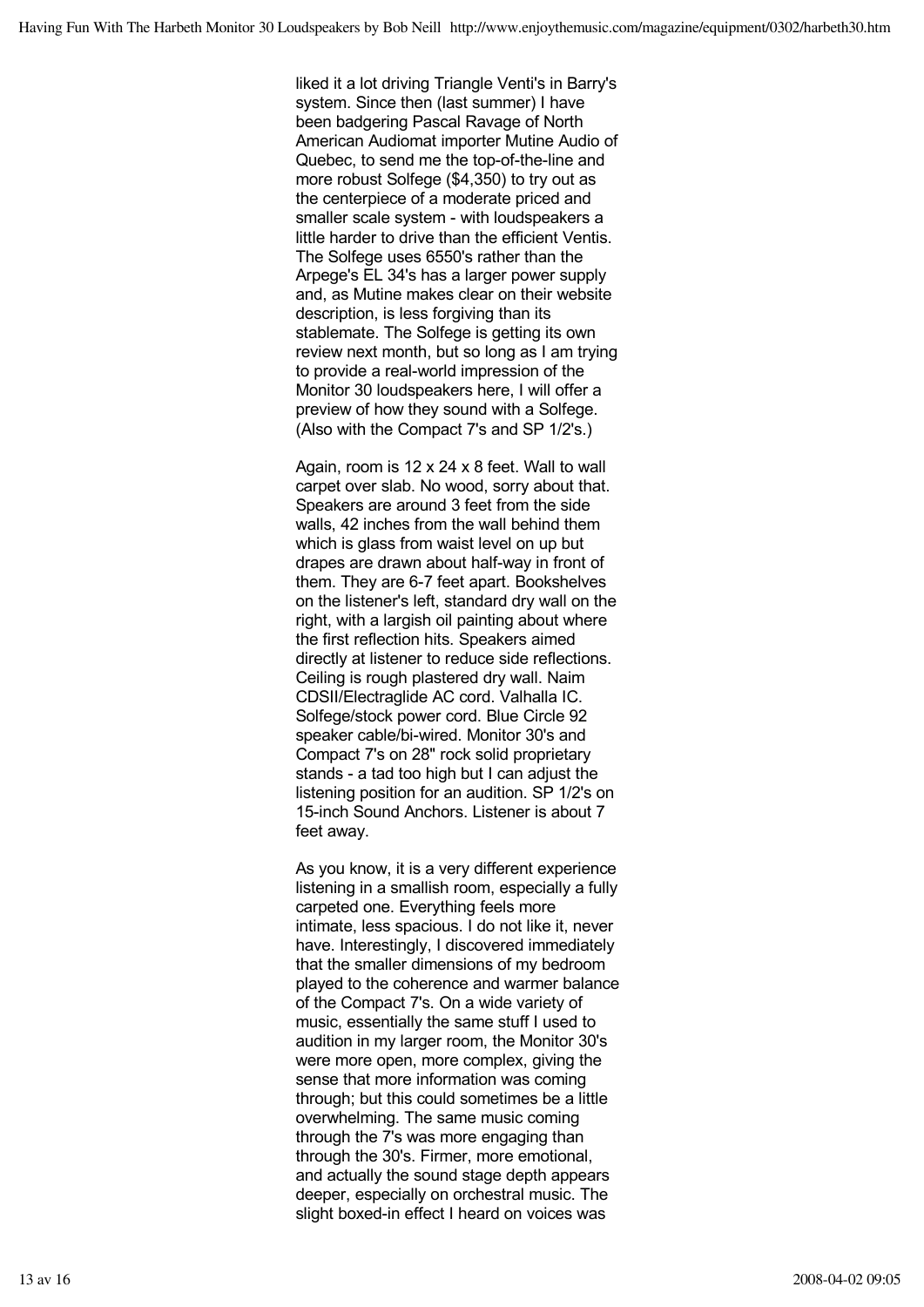liked it a lot driving Triangle Venti's in Barry's system. Since then (last summer) I have been badgering Pascal Ravage of North American Audiomat importer Mutine Audio of Quebec, to send me the top-of-the-line and more robust Solfege ($4,350) to try out as the centerpiece of a moderate priced and smaller scale system - with loudspeakers a little harder to drive than the efficient Ventis. The Solfege uses 6550's rather than the Arpege's EL 34's has a larger power supply and, as Mutine makes clear on their website description, is less forgiving than its stablemate. The Solfege is getting its own review next month, but so long as I am trying to provide a real-world impression of the Monitor 30 loudspeakers here, I will offer a preview of how they sound with a Solfege. (Also with the Compact 7's and SP 1/2's.)

Again, room is 12 x 24 x 8 feet. Wall to wall carpet over slab. No wood, sorry about that. Speakers are around 3 feet from the side walls, 42 inches from the wall behind them which is glass from waist level on up but drapes are drawn about half-way in front of them. They are 6-7 feet apart. Bookshelves on the listener's left, standard dry wall on the right, with a largish oil painting about where the first reflection hits. Speakers aimed directly at listener to reduce side reflections. Ceiling is rough plastered dry wall. Naim CDSII/Electraglide AC cord. Valhalla IC. Solfege/stock power cord. Blue Circle 92 speaker cable/bi-wired. Monitor 30's and Compact 7's on 28" rock solid proprietary stands - a tad too high but I can adjust the listening position for an audition. SP 1/2's on 15-inch Sound Anchors. Listener is about 7 feet away.

As you know, it is a very different experience listening in a smallish room, especially a fully carpeted one. Everything feels more intimate, less spacious. I do not like it, never have. Interestingly, I discovered immediately that the smaller dimensions of my bedroom played to the coherence and warmer balance of the Compact 7's. On a wide variety of music, essentially the same stuff I used to audition in my larger room, the Monitor 30's were more open, more complex, giving the sense that more information was coming through; but this could sometimes be a little overwhelming. The same music coming through the 7's was more engaging than through the 30's. Firmer, more emotional, and actually the sound stage depth appears deeper, especially on orchestral music. The slight boxed-in effect I heard on voices was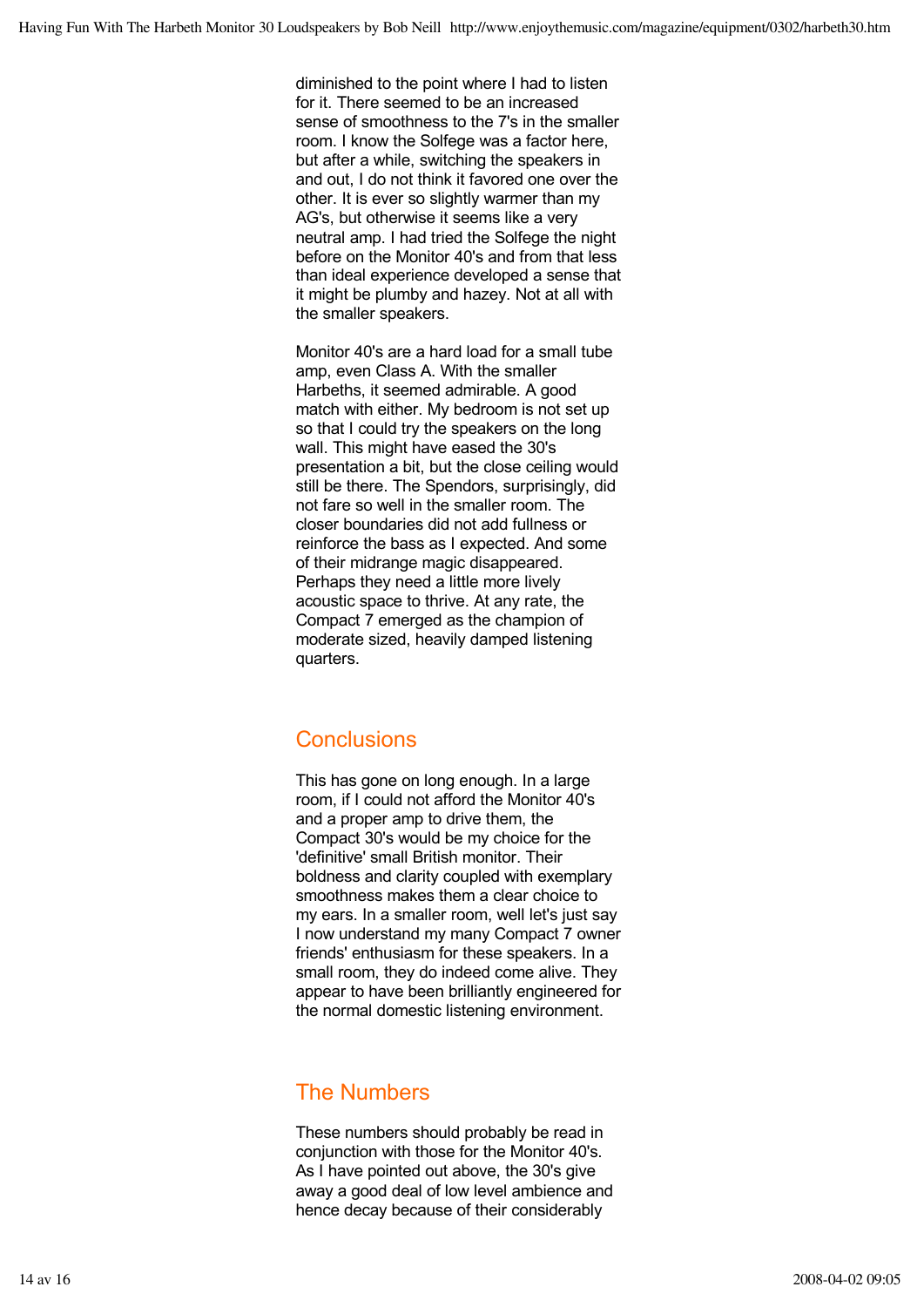diminished to the point where I had to listen for it. There seemed to be an increased sense of smoothness to the 7's in the smaller room. I know the Solfege was a factor here, but after a while, switching the speakers in and out, I do not think it favored one over the other. It is ever so slightly warmer than my AG's, but otherwise it seems like a very neutral amp. I had tried the Solfege the night before on the Monitor 40's and from that less than ideal experience developed a sense that it might be plumby and hazey. Not at all with the smaller speakers.

Monitor 40's are a hard load for a small tube amp, even Class A. With the smaller Harbeths, it seemed admirable. A good match with either. My bedroom is not set up so that I could try the speakers on the long wall. This might have eased the 30's presentation a bit, but the close ceiling would still be there. The Spendors, surprisingly, did not fare so well in the smaller room. The closer boundaries did not add fullness or reinforce the bass as I expected. And some of their midrange magic disappeared. Perhaps they need a little more lively acoustic space to thrive. At any rate, the Compact 7 emerged as the champion of moderate sized, heavily damped listening quarters.

## Conclusions

This has gone on long enough. In a large room, if I could not afford the Monitor 40's and a proper amp to drive them, the Compact 30's would be my choice for the 'definitive' small British monitor. Their boldness and clarity coupled with exemplary smoothness makes them a clear choice to my ears. In a smaller room, well let's just say I now understand my many Compact 7 owner friends' enthusiasm for these speakers. In a small room, they do indeed come alive. They appear to have been brilliantly engineered for the normal domestic listening environment.

## The Numbers

These numbers should probably be read in conjunction with those for the Monitor 40's. As I have pointed out above, the 30's give away a good deal of low level ambience and hence decay because of their considerably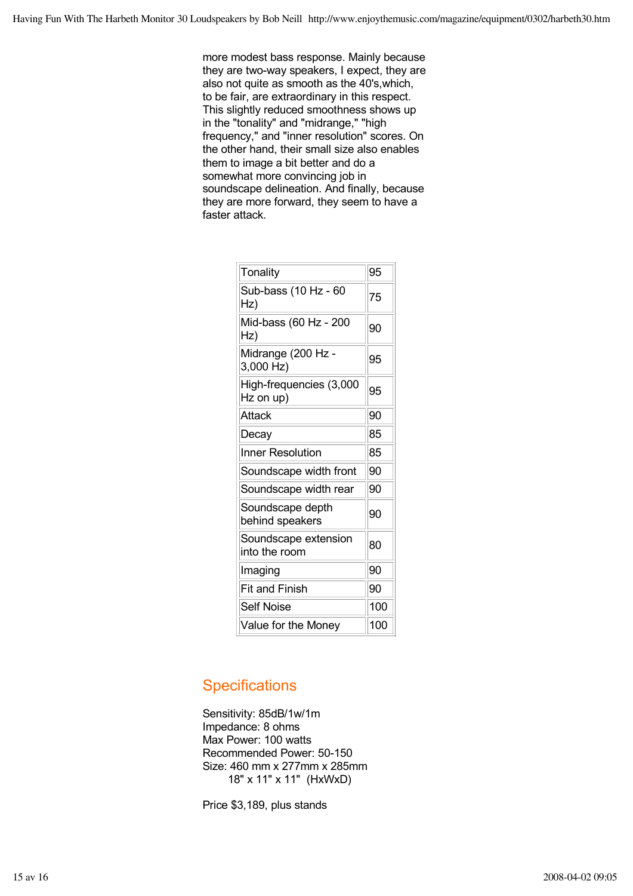more modest bass response. Mainly because they are two-way speakers, I expect, they are also not quite as smooth as the 40's,which, to be fair, are extraordinary in this respect. This slightly reduced smoothness shows up in the "tonality" and "midrange," "high frequency," and "inner resolution" scores. On the other hand, their small size also enables them to image a bit better and do a somewhat more convincing job in soundscape delineation. And finally, because they are more forward, they seem to have a faster attack.

| | |
|---|---|
| Tonality | 95 |
| Sub-bass (10 Hz - 60 Hz) | 75 |
| Mid-bass (60 Hz - 200 Hz) | 90 |
| Midrange (200 Hz - 3,000 Hz) | 95 |
| High-frequencies (3,000 Hz on up) | 95 |
| Attack | 90 |
| Decay | 85 |
| Inner Resolution | 85 |
| Soundscape width front | 90 |
| Soundscape width rear | 90 |
| Soundscape depth behind speakers | 90 |
| Soundscape extension into the room | 80 |
| Imaging | 90 |
| Fit and Finish | 90 |
| Self Noise | 100 |
| Value for the Money | 100 |

## Specifications

Sensitivity: 85dB/1w/1m
Impedance: 8 ohms
Max Power: 100 watts
Recommended Power: 50-150
Size: 460 mm x 277mm x 285mm
18" x 11" x 11" (HxWxD)

Price $3,189, plus stands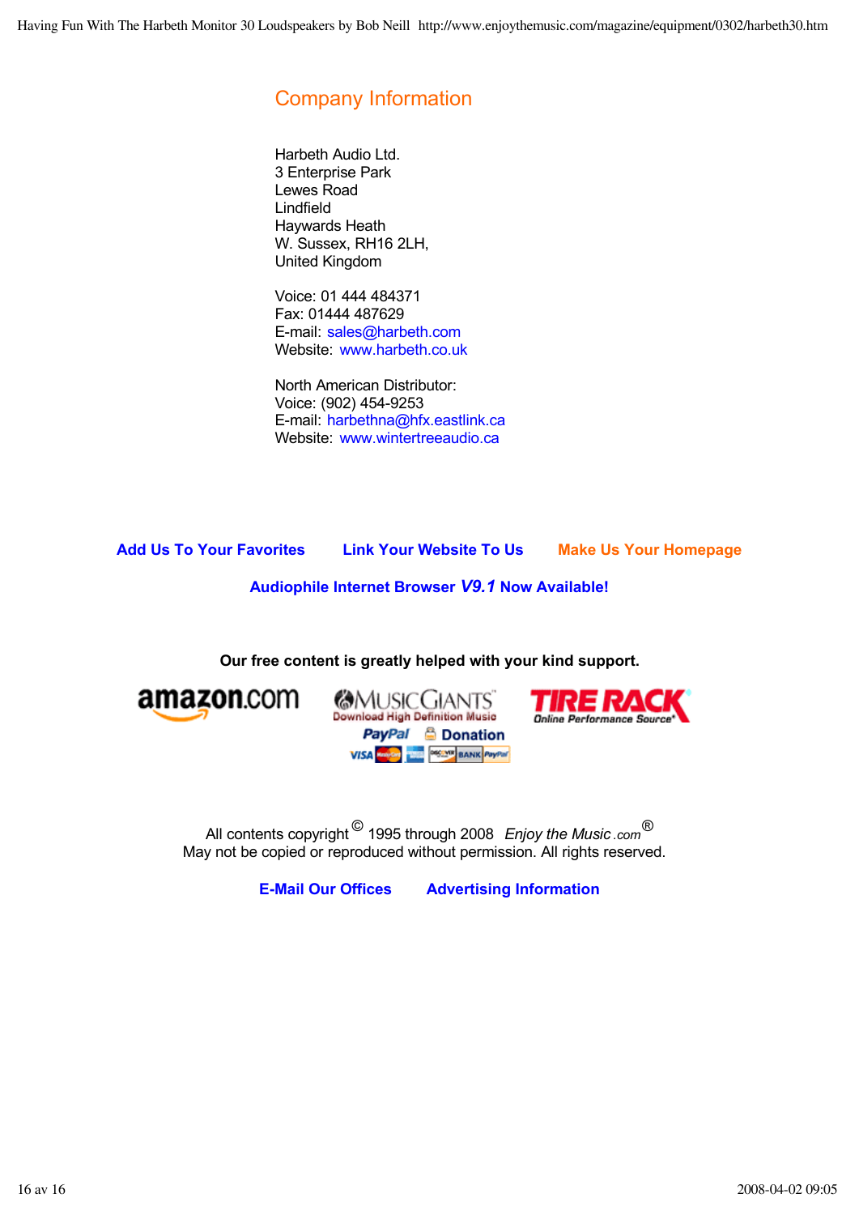## Company Information

Harbeth Audio Ltd.
3 Enterprise Park
Lewes Road
Lindfield
Haywards Heath
W. Sussex, RH16 2LH,
United Kingdom

Voice: 01 444 484371
Fax: 01444 487629
E-mail: sales@harbeth.com
Website: www.harbeth.co.uk

North American Distributor:
Voice: (902) 454-9253
E-mail: harbethna@hfx.eastlink.ca
Website: www.wintertreeaudio.ca

**Add Us To Your Favorites** **Link Your Website To Us** **Make Us Your Homepage**

**Audiophile Internet Browser *V9.1* Now Available!**

**Our free content is greatly helped with your kind support.**

All contents copyright © 1995 through 2008 *Enjoy the Music.com*®
May not be copied or reproduced without permission. All rights reserved.

**E-Mail Our Offices** **Advertising Information**